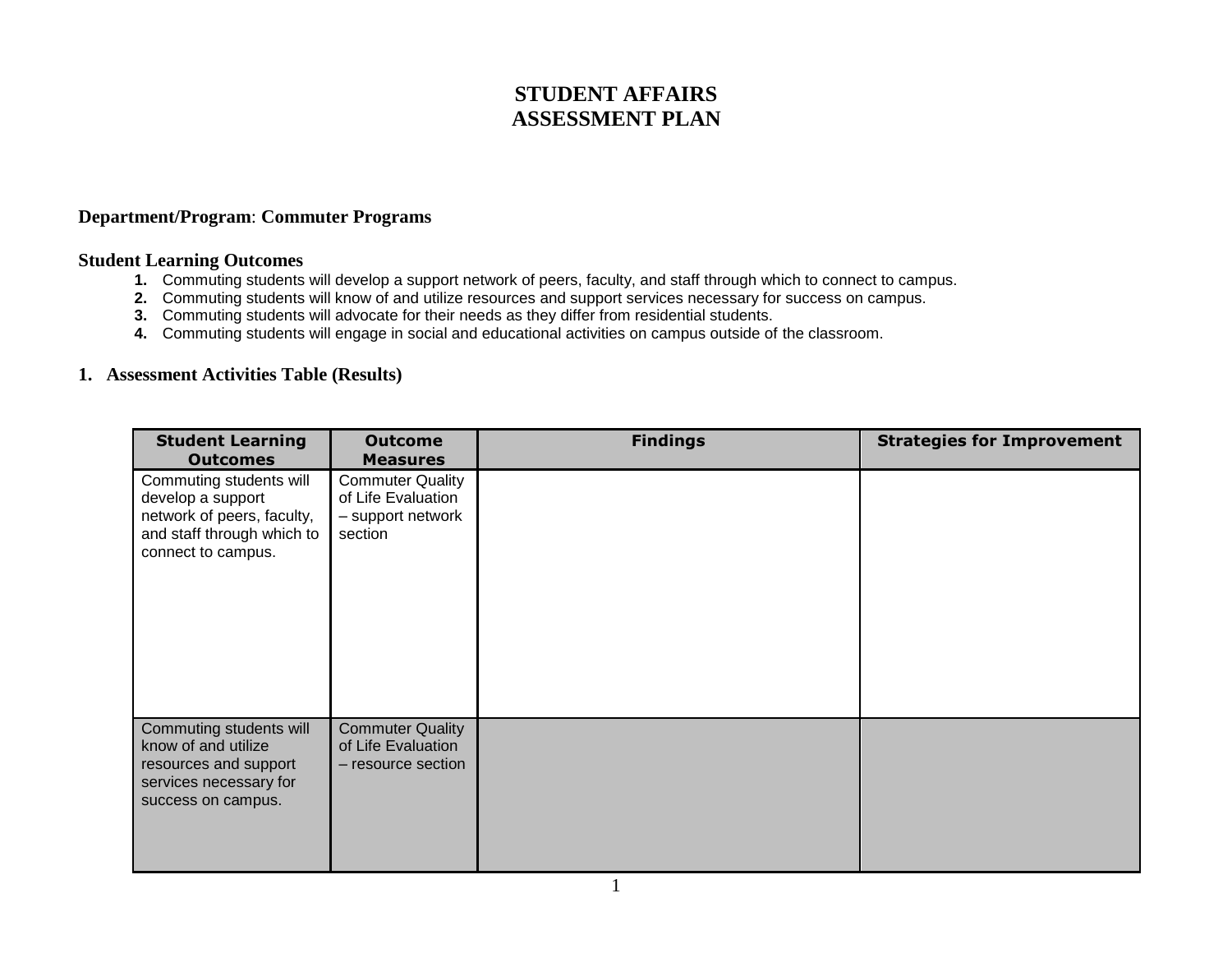# STUDENT AFFAIRS
# ASSESSMENT PLAN

**Department/Program**: **Commuter Programs**

**Student Learning Outcomes**

1. Commuting students will develop a support network of peers, faculty, and staff through which to connect to campus.
2. Commuting students will know of and utilize resources and support services necessary for success on campus.
3. Commuting students will advocate for their needs as they differ from residential students.
4. Commuting students will engage in social and educational activities on campus outside of the classroom.

## 1. Assessment Activities Table (Results)

| Student Learning Outcomes | Outcome Measures | Findings | Strategies for Improvement |
|---|---|---|---|
| Commuting students will develop a support network of peers, faculty, and staff through which to connect to campus. | Commuter Quality of Life Evaluation – support network section | | |
| Commuting students will know of and utilize resources and support services necessary for success on campus. | Commuter Quality of Life Evaluation – resource section | | |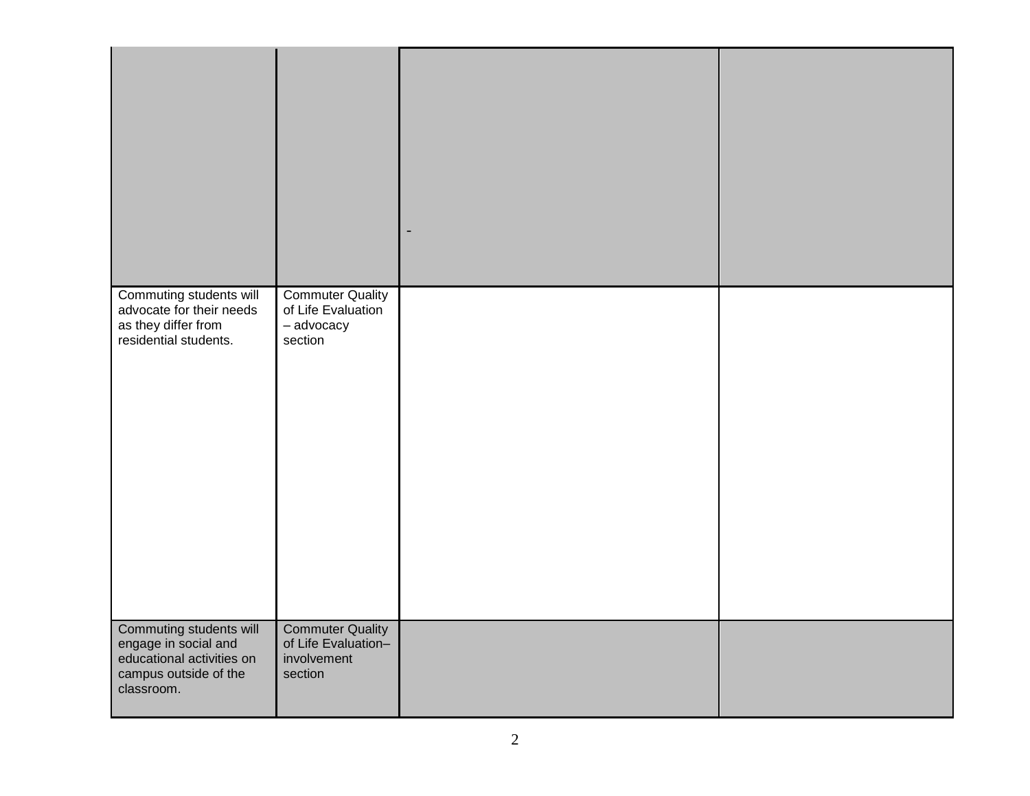| | | | |
|---|---|---|---|
| | | - | |
| Commuting students will advocate for their needs as they differ from residential students. | Commuter Quality of Life Evaluation – advocacy section | | |
| Commuting students will engage in social and educational activities on campus outside of the classroom. | Commuter Quality of Life Evaluation– involvement section | | |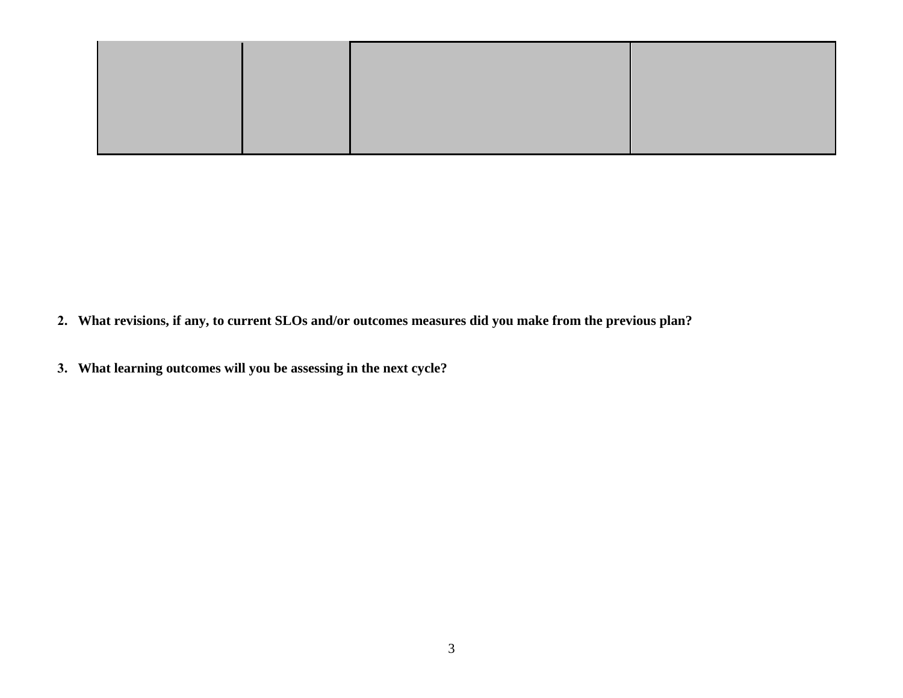| | | | |
|---|---|---|---|
| | | | |

2. **What revisions, if any, to current SLOs and/or outcomes measures did you make from the previous plan?**

3. **What learning outcomes will you be assessing in the next cycle?**